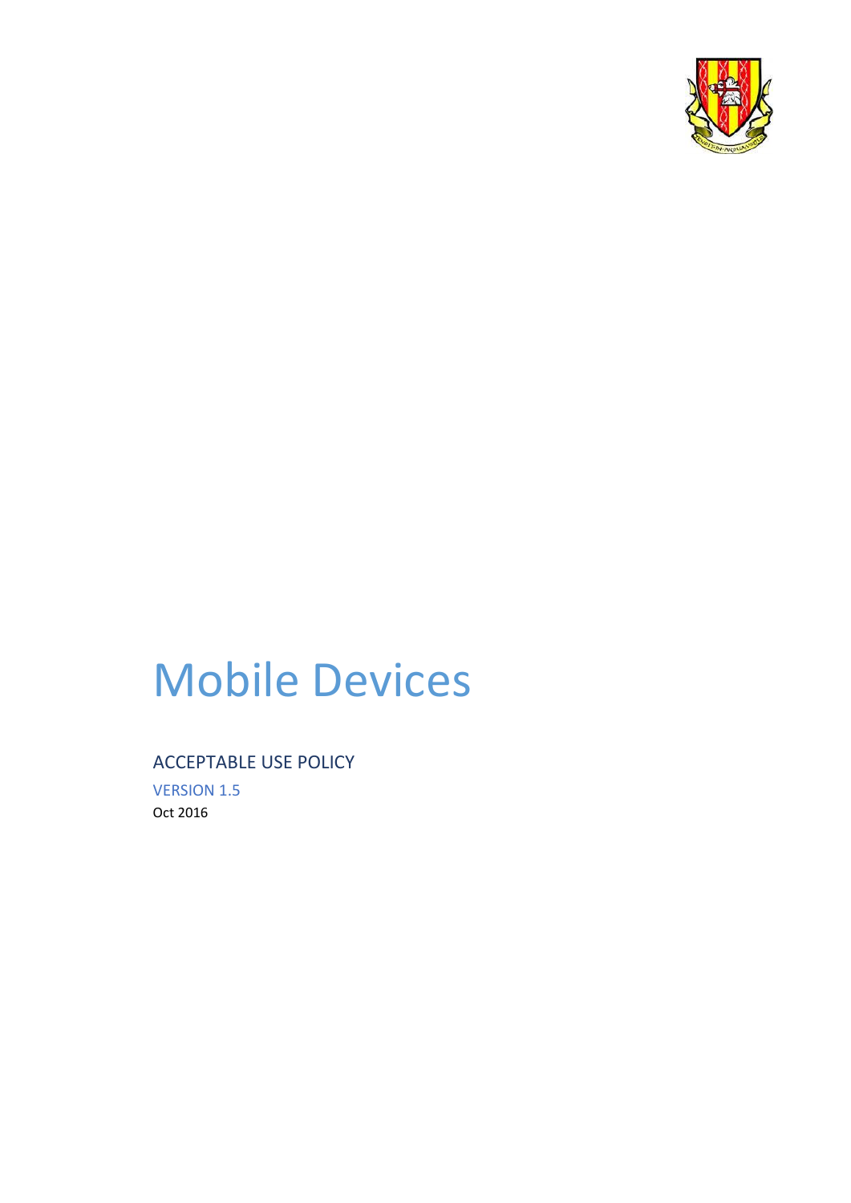# Mobile Devices

## ACCEPTABLE USE POLICY

VERSION 1.5

Oct 2016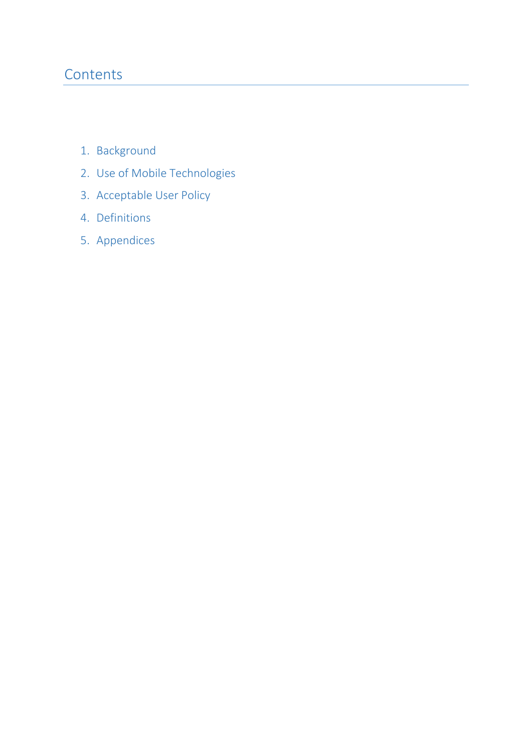# Contents

1. Background
2. Use of Mobile Technologies
3. Acceptable User Policy
4. Definitions
5. Appendices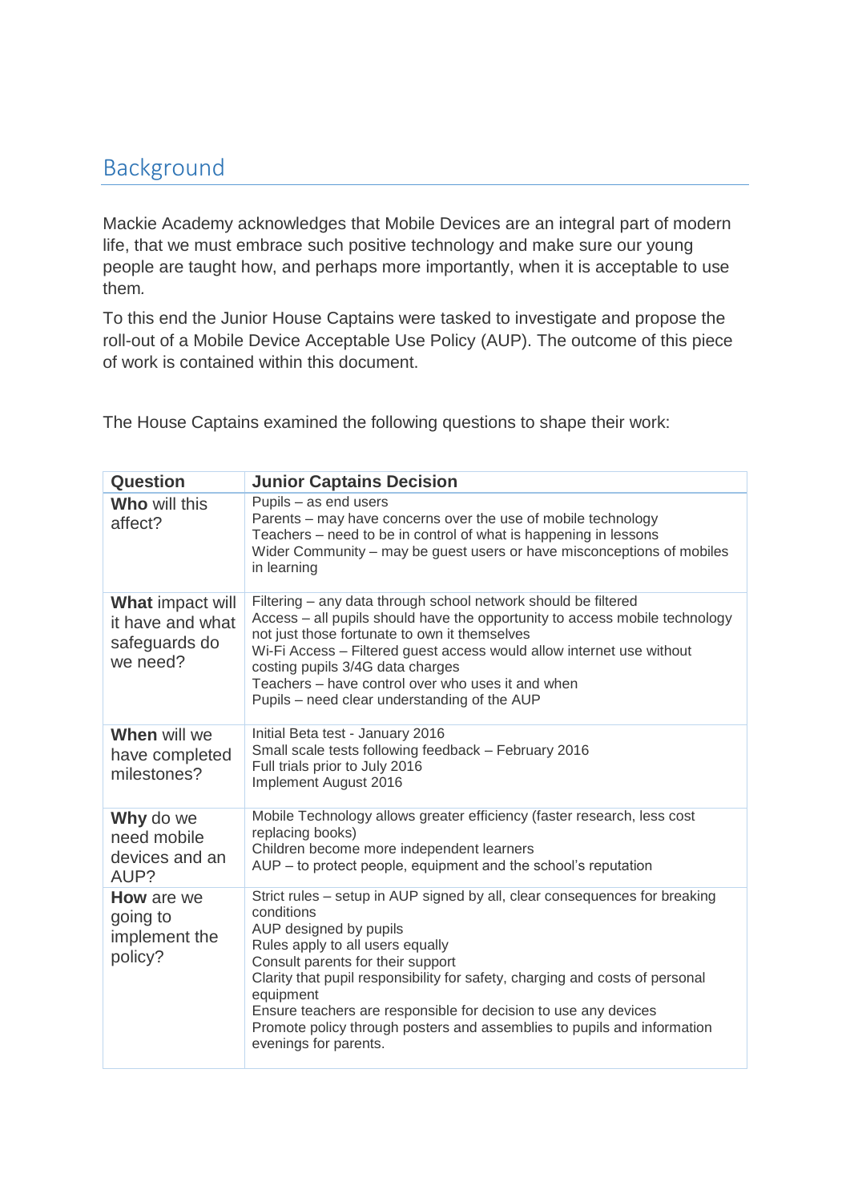## Background

Mackie Academy acknowledges that Mobile Devices are an integral part of modern life, that we must embrace such positive technology and make sure our young people are taught how, and perhaps more importantly, when it is acceptable to use them.

To this end the Junior House Captains were tasked to investigate and propose the roll-out of a Mobile Device Acceptable Use Policy (AUP). The outcome of this piece of work is contained within this document.

The House Captains examined the following questions to shape their work:

| Question | Junior Captains Decision |
|---|---|
| **Who** will this affect? | Pupils – as end users<br>Parents – may have concerns over the use of mobile technology<br>Teachers – need to be in control of what is happening in lessons<br>Wider Community – may be guest users or have misconceptions of mobiles in learning |
| **What** impact will it have and what safeguards do we need? | Filtering – any data through school network should be filtered<br>Access – all pupils should have the opportunity to access mobile technology not just those fortunate to own it themselves<br>Wi-Fi Access – Filtered guest access would allow internet use without costing pupils 3/4G data charges<br>Teachers – have control over who uses it and when<br>Pupils – need clear understanding of the AUP |
| **When** will we have completed milestones? | Initial Beta test - January 2016<br>Small scale tests following feedback – February 2016<br>Full trials prior to July 2016<br>Implement August 2016 |
| **Why** do we need mobile devices and an AUP? | Mobile Technology allows greater efficiency (faster research, less cost replacing books)<br>Children become more independent learners<br>AUP – to protect people, equipment and the school's reputation |
| **How** are we going to implement the policy? | Strict rules – setup in AUP signed by all, clear consequences for breaking conditions<br>AUP designed by pupils<br>Rules apply to all users equally<br>Consult parents for their support<br>Clarity that pupil responsibility for safety, charging and costs of personal equipment<br>Ensure teachers are responsible for decision to use any devices<br>Promote policy through posters and assemblies to pupils and information evenings for parents. |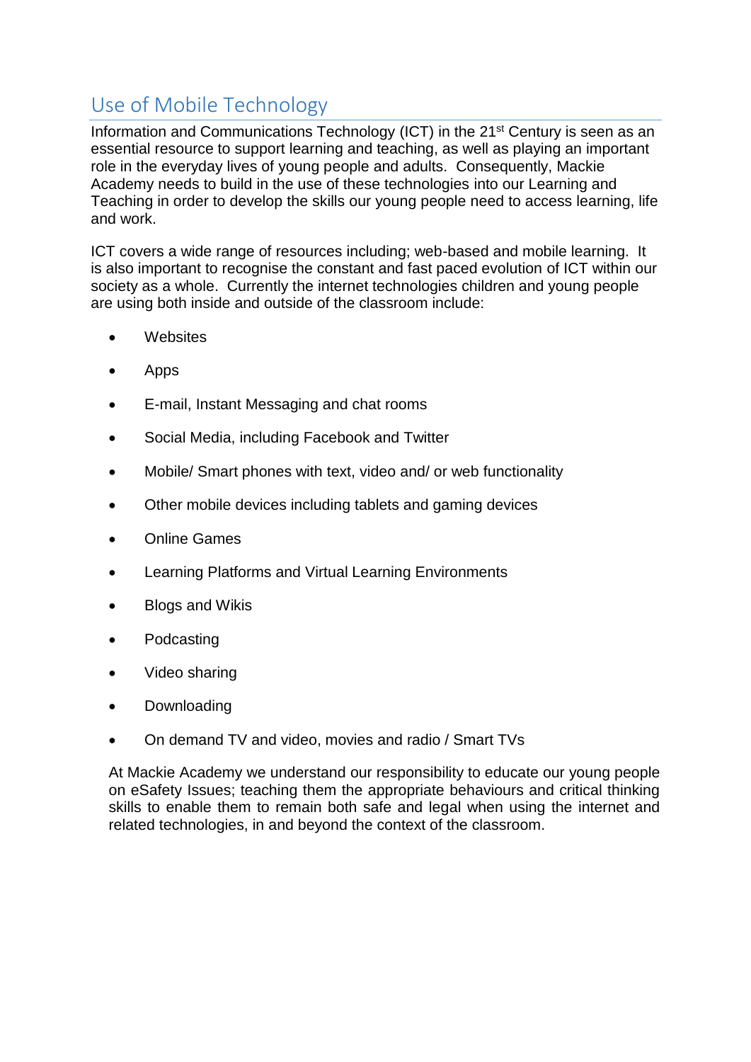## Use of Mobile Technology

Information and Communications Technology (ICT) in the 21st Century is seen as an essential resource to support learning and teaching, as well as playing an important role in the everyday lives of young people and adults. Consequently, Mackie Academy needs to build in the use of these technologies into our Learning and Teaching in order to develop the skills our young people need to access learning, life and work.

ICT covers a wide range of resources including; web-based and mobile learning. It is also important to recognise the constant and fast paced evolution of ICT within our society as a whole. Currently the internet technologies children and young people are using both inside and outside of the classroom include:

- Websites
- Apps
- E-mail, Instant Messaging and chat rooms
- Social Media, including Facebook and Twitter
- Mobile/ Smart phones with text, video and/ or web functionality
- Other mobile devices including tablets and gaming devices
- Online Games
- Learning Platforms and Virtual Learning Environments
- Blogs and Wikis
- Podcasting
- Video sharing
- Downloading
- On demand TV and video, movies and radio / Smart TVs

At Mackie Academy we understand our responsibility to educate our young people on eSafety Issues; teaching them the appropriate behaviours and critical thinking skills to enable them to remain both safe and legal when using the internet and related technologies, in and beyond the context of the classroom.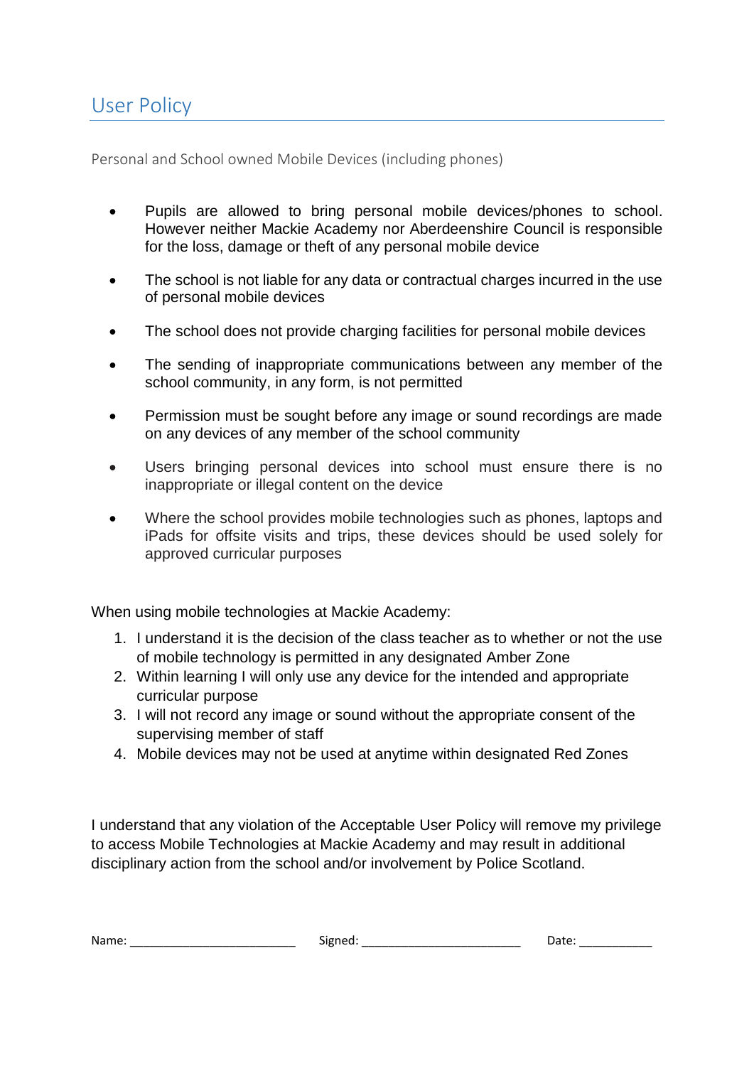# User Policy

Personal and School owned Mobile Devices (including phones)

- Pupils are allowed to bring personal mobile devices/phones to school. However neither Mackie Academy nor Aberdeenshire Council is responsible for the loss, damage or theft of any personal mobile device
- The school is not liable for any data or contractual charges incurred in the use of personal mobile devices
- The school does not provide charging facilities for personal mobile devices
- The sending of inappropriate communications between any member of the school community, in any form, is not permitted
- Permission must be sought before any image or sound recordings are made on any devices of any member of the school community
- Users bringing personal devices into school must ensure there is no inappropriate or illegal content on the device
- Where the school provides mobile technologies such as phones, laptops and iPads for offsite visits and trips, these devices should be used solely for approved curricular purposes

When using mobile technologies at Mackie Academy:

1. I understand it is the decision of the class teacher as to whether or not the use of mobile technology is permitted in any designated Amber Zone
2. Within learning I will only use any device for the intended and appropriate curricular purpose
3. I will not record any image or sound without the appropriate consent of the supervising member of staff
4. Mobile devices may not be used at anytime within designated Red Zones

I understand that any violation of the Acceptable User Policy will remove my privilege to access Mobile Technologies at Mackie Academy and may result in additional disciplinary action from the school and/or involvement by Police Scotland.

Name: ________________________ Signed: ________________________ Date: ___________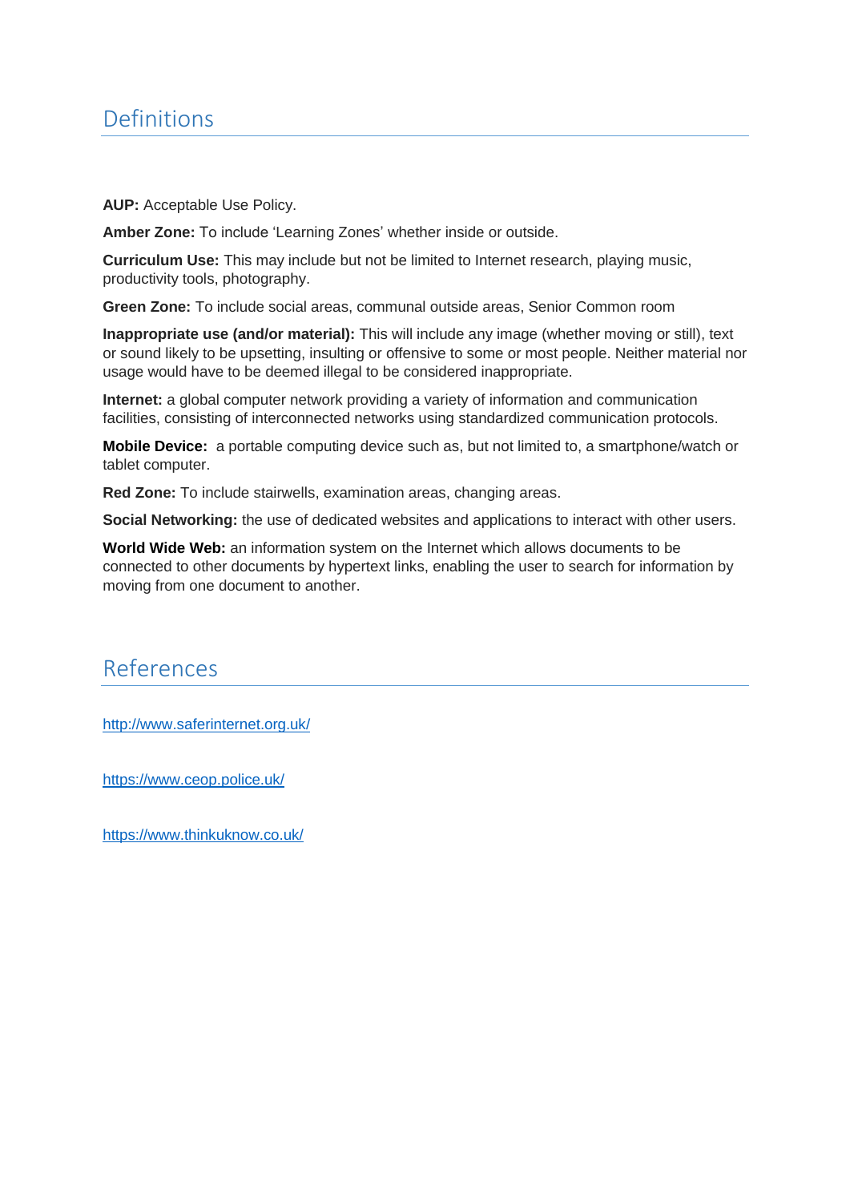## Definitions

**AUP:** Acceptable Use Policy.

**Amber Zone:** To include 'Learning Zones' whether inside or outside.

**Curriculum Use:** This may include but not be limited to Internet research, playing music, productivity tools, photography.

**Green Zone:** To include social areas, communal outside areas, Senior Common room

**Inappropriate use (and/or material):** This will include any image (whether moving or still), text or sound likely to be upsetting, insulting or offensive to some or most people. Neither material nor usage would have to be deemed illegal to be considered inappropriate.

**Internet:** a global computer network providing a variety of information and communication facilities, consisting of interconnected networks using standardized communication protocols.

**Mobile Device:** a portable computing device such as, but not limited to, a smartphone/watch or tablet computer.

**Red Zone:** To include stairwells, examination areas, changing areas.

**Social Networking:** the use of dedicated websites and applications to interact with other users.

**World Wide Web:** an information system on the Internet which allows documents to be connected to other documents by hypertext links, enabling the user to search for information by moving from one document to another.

## References

http://www.saferinternet.org.uk/

https://www.ceop.police.uk/

https://www.thinkuknow.co.uk/